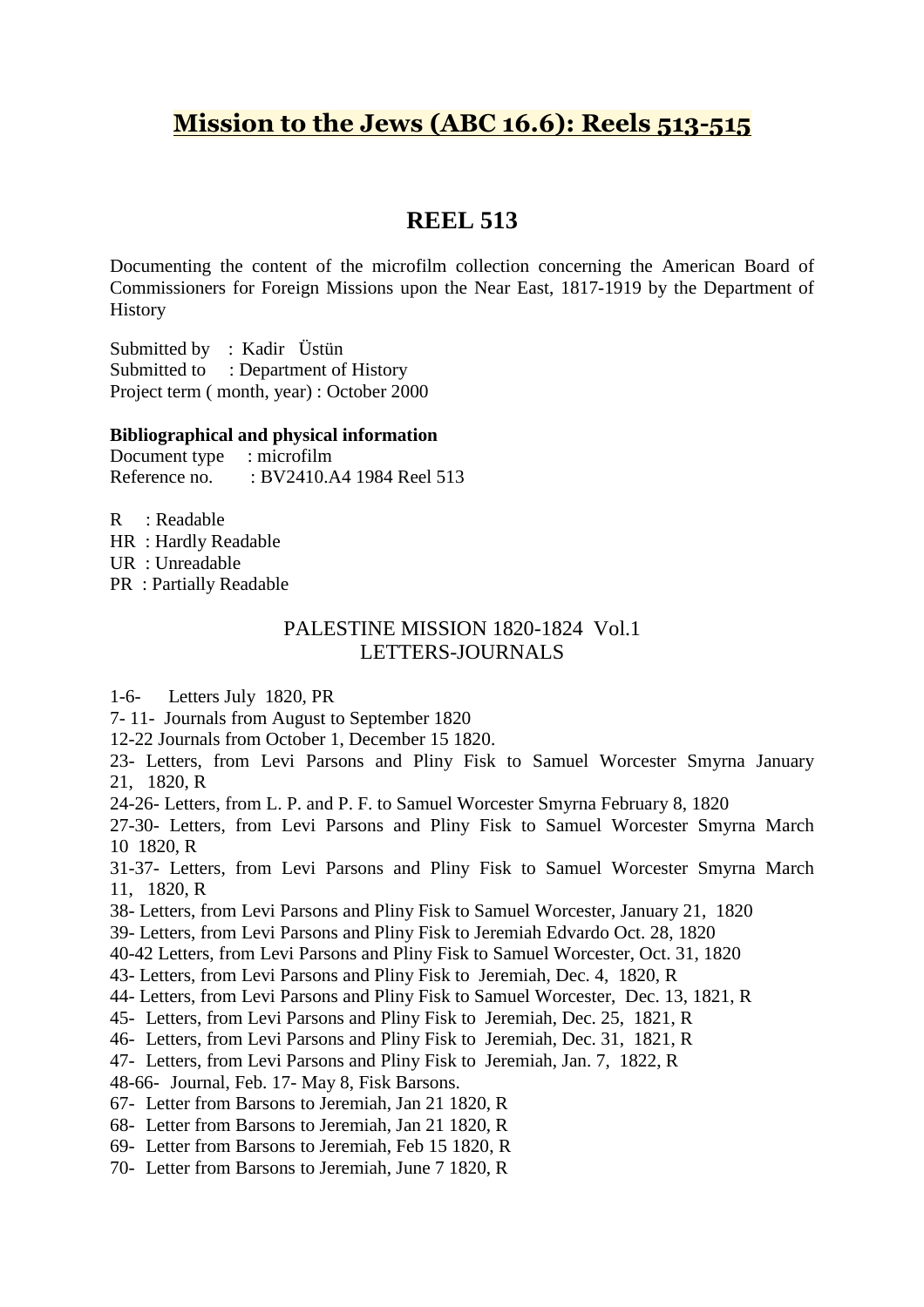# Mission to the Jews (ABC 16.6): Reels 513-515

## REEL 513

Documenting the content of the microfilm collection concerning the American Board of Commissioners for Foreign Missions upon the Near East, 1817-1919 by the Department of History

Submitted by : Kadir Üstün
Submitted to : Department of History
Project term ( month, year) : October 2000

**Bibliographical and physical information**
Document type : microfilm
Reference no. : BV2410.A4 1984 Reel 513

R : Readable
HR : Hardly Readable
UR : Unreadable
PR : Partially Readable

PALESTINE MISSION 1820-1824 Vol.1
LETTERS-JOURNALS

1-6- Letters July 1820, PR
7- 11- Journals from August to September 1820
12-22 Journals from October 1, December 15 1820.
23- Letters, from Levi Parsons and Pliny Fisk to Samuel Worcester Smyrna January 21, 1820, R
24-26- Letters, from L. P. and P. F. to Samuel Worcester Smyrna February 8, 1820
27-30- Letters, from Levi Parsons and Pliny Fisk to Samuel Worcester Smyrna March 10 1820, R
31-37- Letters, from Levi Parsons and Pliny Fisk to Samuel Worcester Smyrna March 11, 1820, R
38- Letters, from Levi Parsons and Pliny Fisk to Samuel Worcester, January 21, 1820
39- Letters, from Levi Parsons and Pliny Fisk to Jeremiah Edvardo Oct. 28, 1820
40-42 Letters, from Levi Parsons and Pliny Fisk to Samuel Worcester, Oct. 31, 1820
43- Letters, from Levi Parsons and Pliny Fisk to Jeremiah, Dec. 4, 1820, R
44- Letters, from Levi Parsons and Pliny Fisk to Samuel Worcester, Dec. 13, 1821, R
45- Letters, from Levi Parsons and Pliny Fisk to Jeremiah, Dec. 25, 1821, R
46- Letters, from Levi Parsons and Pliny Fisk to Jeremiah, Dec. 31, 1821, R
47- Letters, from Levi Parsons and Pliny Fisk to Jeremiah, Jan. 7, 1822, R
48-66- Journal, Feb. 17- May 8, Fisk Barsons.
67- Letter from Barsons to Jeremiah, Jan 21 1820, R
68- Letter from Barsons to Jeremiah, Jan 21 1820, R
69- Letter from Barsons to Jeremiah, Feb 15 1820, R
70- Letter from Barsons to Jeremiah, June 7 1820, R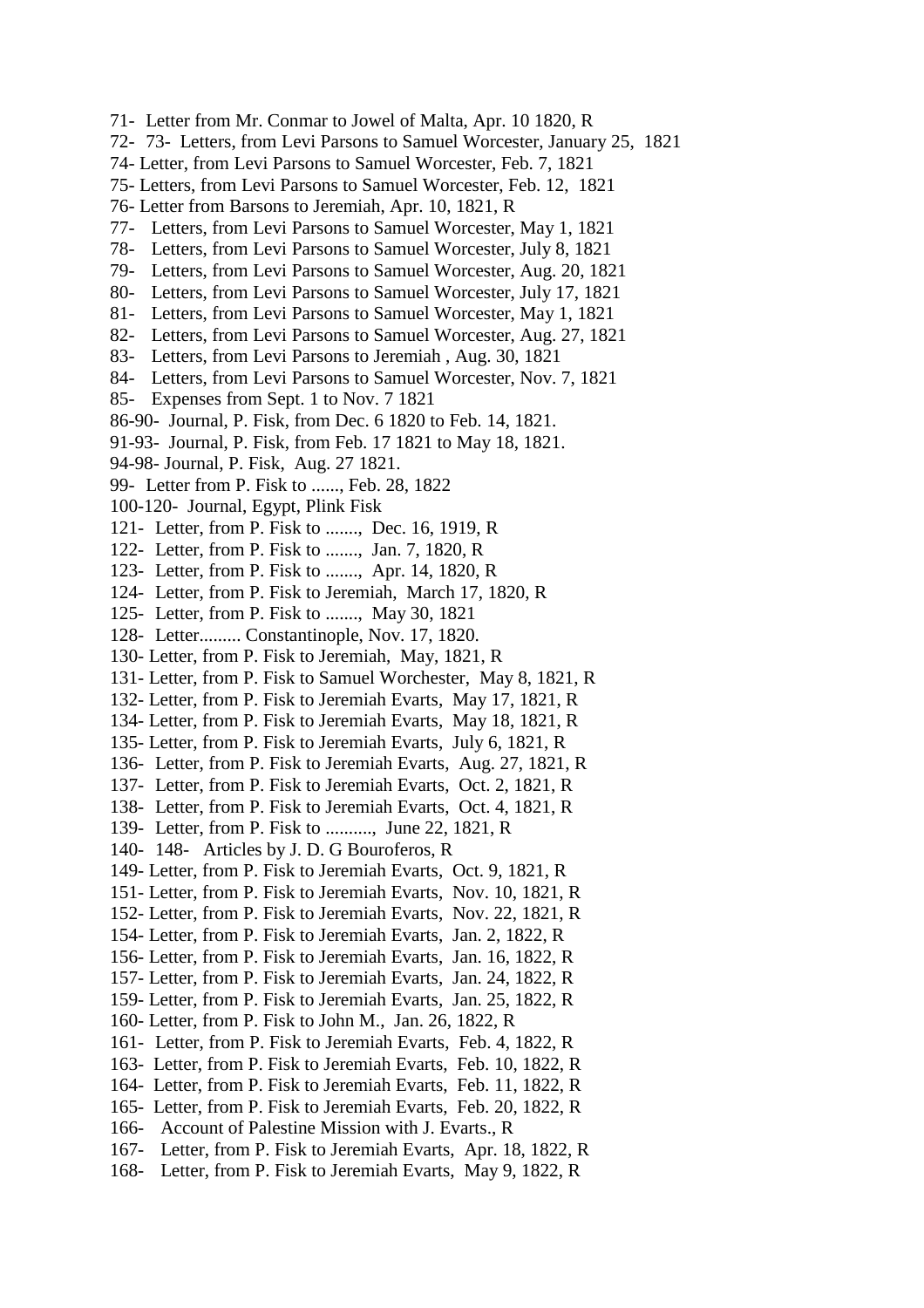71- Letter from Mr. Conmar to Jowel of Malta, Apr. 10 1820, R
72- 73- Letters, from Levi Parsons to Samuel Worcester, January 25, 1821
74- Letter, from Levi Parsons to Samuel Worcester, Feb. 7, 1821
75- Letters, from Levi Parsons to Samuel Worcester, Feb. 12, 1821
76- Letter from Barsons to Jeremiah, Apr. 10, 1821, R
77- Letters, from Levi Parsons to Samuel Worcester, May 1, 1821
78- Letters, from Levi Parsons to Samuel Worcester, July 8, 1821
79- Letters, from Levi Parsons to Samuel Worcester, Aug. 20, 1821
80- Letters, from Levi Parsons to Samuel Worcester, July 17, 1821
81- Letters, from Levi Parsons to Samuel Worcester, May 1, 1821
82- Letters, from Levi Parsons to Samuel Worcester, Aug. 27, 1821
83- Letters, from Levi Parsons to Jeremiah , Aug. 30, 1821
84- Letters, from Levi Parsons to Samuel Worcester, Nov. 7, 1821
85- Expenses from Sept. 1 to Nov. 7 1821
86-90- Journal, P. Fisk, from Dec. 6 1820 to Feb. 14, 1821.
91-93- Journal, P. Fisk, from Feb. 17 1821 to May 18, 1821.
94-98- Journal, P. Fisk, Aug. 27 1821.
99- Letter from P. Fisk to ......, Feb. 28, 1822
100-120- Journal, Egypt, Plink Fisk
121- Letter, from P. Fisk to ......., Dec. 16, 1919, R
122- Letter, from P. Fisk to ......., Jan. 7, 1820, R
123- Letter, from P. Fisk to ......., Apr. 14, 1820, R
124- Letter, from P. Fisk to Jeremiah, March 17, 1820, R
125- Letter, from P. Fisk to ......., May 30, 1821
128- Letter......... Constantinople, Nov. 17, 1820.
130- Letter, from P. Fisk to Jeremiah, May, 1821, R
131- Letter, from P. Fisk to Samuel Worchester, May 8, 1821, R
132- Letter, from P. Fisk to Jeremiah Evarts, May 17, 1821, R
134- Letter, from P. Fisk to Jeremiah Evarts, May 18, 1821, R
135- Letter, from P. Fisk to Jeremiah Evarts, July 6, 1821, R
136- Letter, from P. Fisk to Jeremiah Evarts, Aug. 27, 1821, R
137- Letter, from P. Fisk to Jeremiah Evarts, Oct. 2, 1821, R
138- Letter, from P. Fisk to Jeremiah Evarts, Oct. 4, 1821, R
139- Letter, from P. Fisk to .........., June 22, 1821, R
140- 148- Articles by J. D. G Bouroferos, R
149- Letter, from P. Fisk to Jeremiah Evarts, Oct. 9, 1821, R
151- Letter, from P. Fisk to Jeremiah Evarts, Nov. 10, 1821, R
152- Letter, from P. Fisk to Jeremiah Evarts, Nov. 22, 1821, R
154- Letter, from P. Fisk to Jeremiah Evarts, Jan. 2, 1822, R
156- Letter, from P. Fisk to Jeremiah Evarts, Jan. 16, 1822, R
157- Letter, from P. Fisk to Jeremiah Evarts, Jan. 24, 1822, R
159- Letter, from P. Fisk to Jeremiah Evarts, Jan. 25, 1822, R
160- Letter, from P. Fisk to John M., Jan. 26, 1822, R
161- Letter, from P. Fisk to Jeremiah Evarts, Feb. 4, 1822, R
163- Letter, from P. Fisk to Jeremiah Evarts, Feb. 10, 1822, R
164- Letter, from P. Fisk to Jeremiah Evarts, Feb. 11, 1822, R
165- Letter, from P. Fisk to Jeremiah Evarts, Feb. 20, 1822, R
166- Account of Palestine Mission with J. Evarts., R
167- Letter, from P. Fisk to Jeremiah Evarts, Apr. 18, 1822, R
168- Letter, from P. Fisk to Jeremiah Evarts, May 9, 1822, R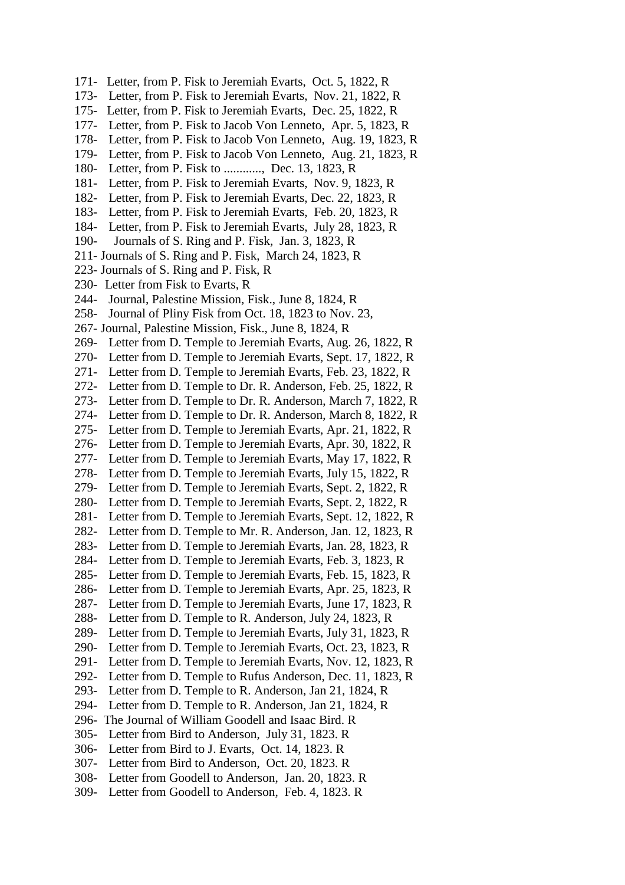171- Letter, from P. Fisk to Jeremiah Evarts, Oct. 5, 1822, R
173- Letter, from P. Fisk to Jeremiah Evarts, Nov. 21, 1822, R
175- Letter, from P. Fisk to Jeremiah Evarts, Dec. 25, 1822, R
177- Letter, from P. Fisk to Jacob Von Lenneto, Apr. 5, 1823, R
178- Letter, from P. Fisk to Jacob Von Lenneto, Aug. 19, 1823, R
179- Letter, from P. Fisk to Jacob Von Lenneto, Aug. 21, 1823, R
180- Letter, from P. Fisk to ............, Dec. 13, 1823, R
181- Letter, from P. Fisk to Jeremiah Evarts, Nov. 9, 1823, R
182- Letter, from P. Fisk to Jeremiah Evarts, Dec. 22, 1823, R
183- Letter, from P. Fisk to Jeremiah Evarts, Feb. 20, 1823, R
184- Letter, from P. Fisk to Jeremiah Evarts, July 28, 1823, R
190- Journals of S. Ring and P. Fisk, Jan. 3, 1823, R
211- Journals of S. Ring and P. Fisk, March 24, 1823, R
223- Journals of S. Ring and P. Fisk, R
230- Letter from Fisk to Evarts, R
244- Journal, Palestine Mission, Fisk., June 8, 1824, R
258- Journal of Pliny Fisk from Oct. 18, 1823 to Nov. 23,
267- Journal, Palestine Mission, Fisk., June 8, 1824, R
269- Letter from D. Temple to Jeremiah Evarts, Aug. 26, 1822, R
270- Letter from D. Temple to Jeremiah Evarts, Sept. 17, 1822, R
271- Letter from D. Temple to Jeremiah Evarts, Feb. 23, 1822, R
272- Letter from D. Temple to Dr. R. Anderson, Feb. 25, 1822, R
273- Letter from D. Temple to Dr. R. Anderson, March 7, 1822, R
274- Letter from D. Temple to Dr. R. Anderson, March 8, 1822, R
275- Letter from D. Temple to Jeremiah Evarts, Apr. 21, 1822, R
276- Letter from D. Temple to Jeremiah Evarts, Apr. 30, 1822, R
277- Letter from D. Temple to Jeremiah Evarts, May 17, 1822, R
278- Letter from D. Temple to Jeremiah Evarts, July 15, 1822, R
279- Letter from D. Temple to Jeremiah Evarts, Sept. 2, 1822, R
280- Letter from D. Temple to Jeremiah Evarts, Sept. 2, 1822, R
281- Letter from D. Temple to Jeremiah Evarts, Sept. 12, 1822, R
282- Letter from D. Temple to Mr. R. Anderson, Jan. 12, 1823, R
283- Letter from D. Temple to Jeremiah Evarts, Jan. 28, 1823, R
284- Letter from D. Temple to Jeremiah Evarts, Feb. 3, 1823, R
285- Letter from D. Temple to Jeremiah Evarts, Feb. 15, 1823, R
286- Letter from D. Temple to Jeremiah Evarts, Apr. 25, 1823, R
287- Letter from D. Temple to Jeremiah Evarts, June 17, 1823, R
288- Letter from D. Temple to R. Anderson, July 24, 1823, R
289- Letter from D. Temple to Jeremiah Evarts, July 31, 1823, R
290- Letter from D. Temple to Jeremiah Evarts, Oct. 23, 1823, R
291- Letter from D. Temple to Jeremiah Evarts, Nov. 12, 1823, R
292- Letter from D. Temple to Rufus Anderson, Dec. 11, 1823, R
293- Letter from D. Temple to R. Anderson, Jan 21, 1824, R
294- Letter from D. Temple to R. Anderson, Jan 21, 1824, R
296- The Journal of William Goodell and Isaac Bird. R
305- Letter from Bird to Anderson, July 31, 1823. R
306- Letter from Bird to J. Evarts, Oct. 14, 1823. R
307- Letter from Bird to Anderson, Oct. 20, 1823. R
308- Letter from Goodell to Anderson, Jan. 20, 1823. R
309- Letter from Goodell to Anderson, Feb. 4, 1823. R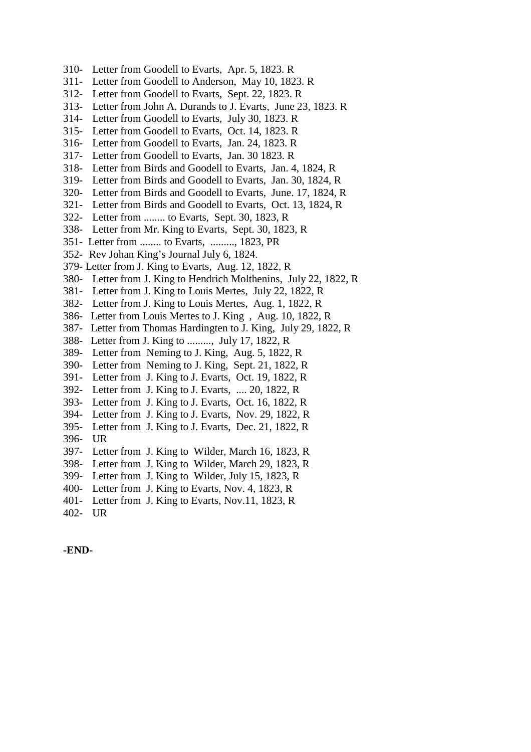310- Letter from Goodell to Evarts, Apr. 5, 1823. R
311- Letter from Goodell to Anderson, May 10, 1823. R
312- Letter from Goodell to Evarts, Sept. 22, 1823. R
313- Letter from John A. Durands to J. Evarts, June 23, 1823. R
314- Letter from Goodell to Evarts, July 30, 1823. R
315- Letter from Goodell to Evarts, Oct. 14, 1823. R
316- Letter from Goodell to Evarts, Jan. 24, 1823. R
317- Letter from Goodell to Evarts, Jan. 30 1823. R
318- Letter from Birds and Goodell to Evarts, Jan. 4, 1824, R
319- Letter from Birds and Goodell to Evarts, Jan. 30, 1824, R
320- Letter from Birds and Goodell to Evarts, June. 17, 1824, R
321- Letter from Birds and Goodell to Evarts, Oct. 13, 1824, R
322- Letter from ........ to Evarts, Sept. 30, 1823, R
338- Letter from Mr. King to Evarts, Sept. 30, 1823, R
351- Letter from ........ to Evarts, ........., 1823, PR
352- Rev Johan King's Journal July 6, 1824.
379- Letter from J. King to Evarts, Aug. 12, 1822, R
380- Letter from J. King to Hendrich Molthenins, July 22, 1822, R
381- Letter from J. King to Louis Mertes, July 22, 1822, R
382- Letter from J. King to Louis Mertes, Aug. 1, 1822, R
386- Letter from Louis Mertes to J. King , Aug. 10, 1822, R
387- Letter from Thomas Hardingten to J. King, July 29, 1822, R
388- Letter from J. King to ........., July 17, 1822, R
389- Letter from Neming to J. King, Aug. 5, 1822, R
390- Letter from Neming to J. King, Sept. 21, 1822, R
391- Letter from J. King to J. Evarts, Oct. 19, 1822, R
392- Letter from J. King to J. Evarts, .... 20, 1822, R
393- Letter from J. King to J. Evarts, Oct. 16, 1822, R
394- Letter from J. King to J. Evarts, Nov. 29, 1822, R
395- Letter from J. King to J. Evarts, Dec. 21, 1822, R
396- UR
397- Letter from J. King to Wilder, March 16, 1823, R
398- Letter from J. King to Wilder, March 29, 1823, R
399- Letter from J. King to Wilder, July 15, 1823, R
400- Letter from J. King to Evarts, Nov. 4, 1823, R
401- Letter from J. King to Evarts, Nov.11, 1823, R
402- UR

**-END-**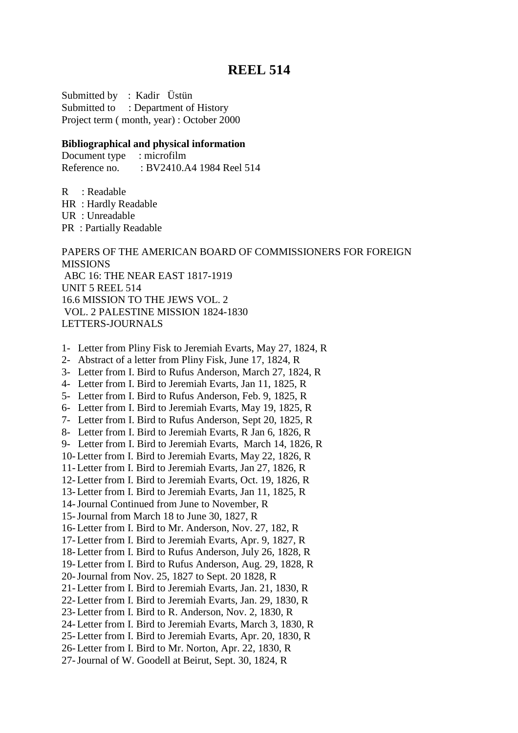# REEL 514

Submitted by : Kadir Üstün
Submitted to : Department of History
Project term ( month, year) : October 2000

**Bibliographical and physical information**
Document type : microfilm
Reference no. : BV2410.A4 1984 Reel 514

R : Readable
HR : Hardly Readable
UR : Unreadable
PR : Partially Readable

PAPERS OF THE AMERICAN BOARD OF COMMISSIONERS FOR FOREIGN MISSIONS
ABC 16: THE NEAR EAST 1817-1919
UNIT 5 REEL 514
16.6 MISSION TO THE JEWS VOL. 2
VOL. 2 PALESTINE MISSION 1824-1830
LETTERS-JOURNALS

1- Letter from Pliny Fisk to Jeremiah Evarts, May 27, 1824, R
2- Abstract of a letter from Pliny Fisk, June 17, 1824, R
3- Letter from I. Bird to Rufus Anderson, March 27, 1824, R
4- Letter from I. Bird to Jeremiah Evarts, Jan 11, 1825, R
5- Letter from I. Bird to Rufus Anderson, Feb. 9, 1825, R
6- Letter from I. Bird to Jeremiah Evarts, May 19, 1825, R
7- Letter from I. Bird to Rufus Anderson, Sept 20, 1825, R
8- Letter from I. Bird to Jeremiah Evarts, R Jan 6, 1826, R
9- Letter from I. Bird to Jeremiah Evarts, March 14, 1826, R
10- Letter from I. Bird to Jeremiah Evarts, May 22, 1826, R
11- Letter from I. Bird to Jeremiah Evarts, Jan 27, 1826, R
12- Letter from I. Bird to Jeremiah Evarts, Oct. 19, 1826, R
13- Letter from I. Bird to Jeremiah Evarts, Jan 11, 1825, R
14- Journal Continued from June to November, R
15- Journal from March 18 to June 30, 1827, R
16- Letter from I. Bird to Mr. Anderson, Nov. 27, 182, R
17- Letter from I. Bird to Jeremiah Evarts, Apr. 9, 1827, R
18- Letter from I. Bird to Rufus Anderson, July 26, 1828, R
19- Letter from I. Bird to Rufus Anderson, Aug. 29, 1828, R
20- Journal from Nov. 25, 1827 to Sept. 20 1828, R
21- Letter from I. Bird to Jeremiah Evarts, Jan. 21, 1830, R
22- Letter from I. Bird to Jeremiah Evarts, Jan. 29, 1830, R
23- Letter from I. Bird to R. Anderson, Nov. 2, 1830, R
24- Letter from I. Bird to Jeremiah Evarts, March 3, 1830, R
25- Letter from I. Bird to Jeremiah Evarts, Apr. 20, 1830, R
26- Letter from I. Bird to Mr. Norton, Apr. 22, 1830, R
27- Journal of W. Goodell at Beirut, Sept. 30, 1824, R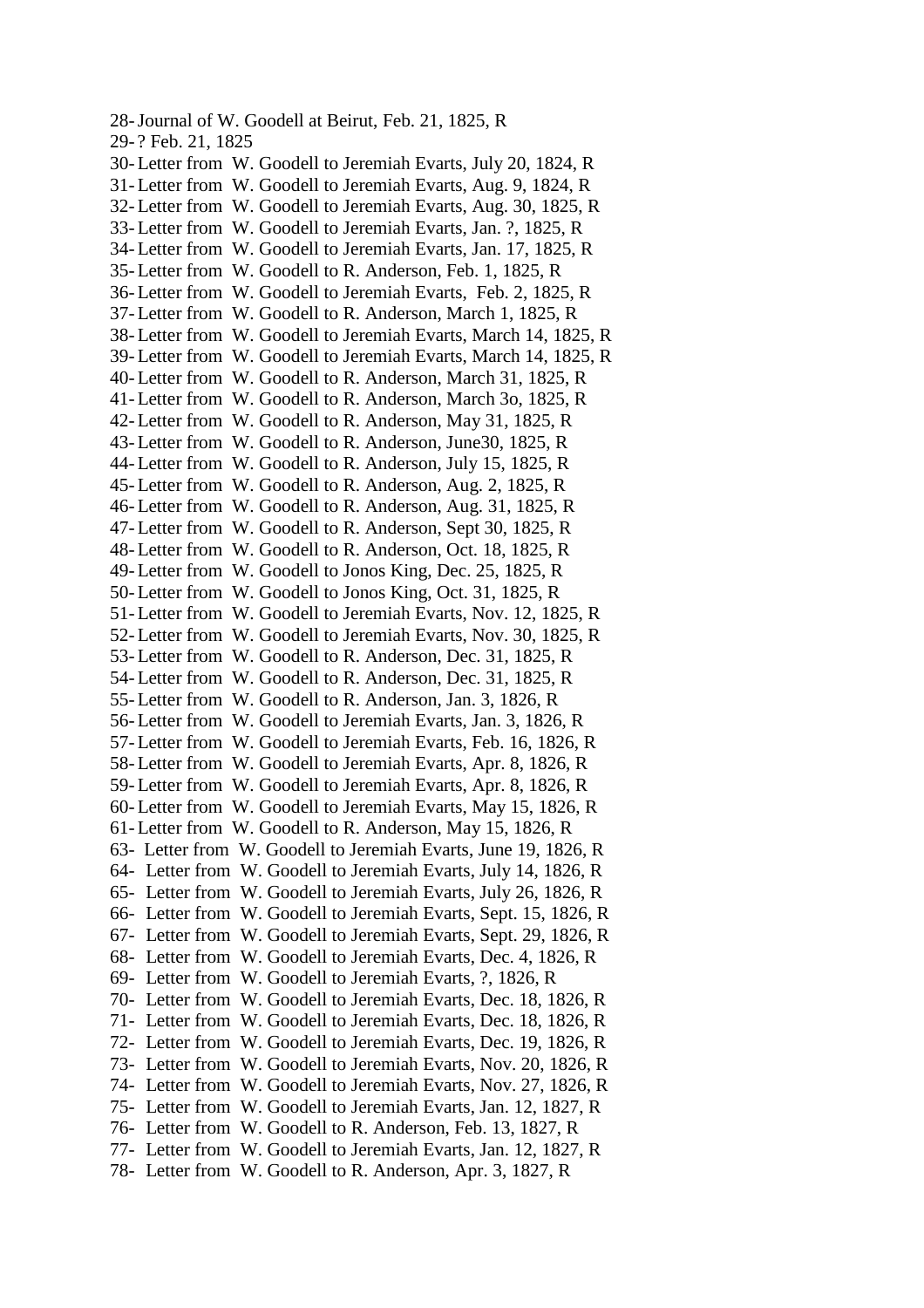28- Journal of W. Goodell at Beirut, Feb. 21, 1825, R
29- ? Feb. 21, 1825
30- Letter from W. Goodell to Jeremiah Evarts, July 20, 1824, R
31- Letter from W. Goodell to Jeremiah Evarts, Aug. 9, 1824, R
32- Letter from W. Goodell to Jeremiah Evarts, Aug. 30, 1825, R
33- Letter from W. Goodell to Jeremiah Evarts, Jan. ?, 1825, R
34- Letter from W. Goodell to Jeremiah Evarts, Jan. 17, 1825, R
35- Letter from W. Goodell to R. Anderson, Feb. 1, 1825, R
36- Letter from W. Goodell to Jeremiah Evarts, Feb. 2, 1825, R
37- Letter from W. Goodell to R. Anderson, March 1, 1825, R
38- Letter from W. Goodell to Jeremiah Evarts, March 14, 1825, R
39- Letter from W. Goodell to Jeremiah Evarts, March 14, 1825, R
40- Letter from W. Goodell to R. Anderson, March 31, 1825, R
41- Letter from W. Goodell to R. Anderson, March 3o, 1825, R
42- Letter from W. Goodell to R. Anderson, May 31, 1825, R
43- Letter from W. Goodell to R. Anderson, June30, 1825, R
44- Letter from W. Goodell to R. Anderson, July 15, 1825, R
45- Letter from W. Goodell to R. Anderson, Aug. 2, 1825, R
46- Letter from W. Goodell to R. Anderson, Aug. 31, 1825, R
47- Letter from W. Goodell to R. Anderson, Sept 30, 1825, R
48- Letter from W. Goodell to R. Anderson, Oct. 18, 1825, R
49- Letter from W. Goodell to Jonos King, Dec. 25, 1825, R
50- Letter from W. Goodell to Jonos King, Oct. 31, 1825, R
51- Letter from W. Goodell to Jeremiah Evarts, Nov. 12, 1825, R
52- Letter from W. Goodell to Jeremiah Evarts, Nov. 30, 1825, R
53- Letter from W. Goodell to R. Anderson, Dec. 31, 1825, R
54- Letter from W. Goodell to R. Anderson, Dec. 31, 1825, R
55- Letter from W. Goodell to R. Anderson, Jan. 3, 1826, R
56- Letter from W. Goodell to Jeremiah Evarts, Jan. 3, 1826, R
57- Letter from W. Goodell to Jeremiah Evarts, Feb. 16, 1826, R
58- Letter from W. Goodell to Jeremiah Evarts, Apr. 8, 1826, R
59- Letter from W. Goodell to Jeremiah Evarts, Apr. 8, 1826, R
60- Letter from W. Goodell to Jeremiah Evarts, May 15, 1826, R
61- Letter from W. Goodell to R. Anderson, May 15, 1826, R
63- Letter from W. Goodell to Jeremiah Evarts, June 19, 1826, R
64- Letter from W. Goodell to Jeremiah Evarts, July 14, 1826, R
65- Letter from W. Goodell to Jeremiah Evarts, July 26, 1826, R
66- Letter from W. Goodell to Jeremiah Evarts, Sept. 15, 1826, R
67- Letter from W. Goodell to Jeremiah Evarts, Sept. 29, 1826, R
68- Letter from W. Goodell to Jeremiah Evarts, Dec. 4, 1826, R
69- Letter from W. Goodell to Jeremiah Evarts, ?, 1826, R
70- Letter from W. Goodell to Jeremiah Evarts, Dec. 18, 1826, R
71- Letter from W. Goodell to Jeremiah Evarts, Dec. 18, 1826, R
72- Letter from W. Goodell to Jeremiah Evarts, Dec. 19, 1826, R
73- Letter from W. Goodell to Jeremiah Evarts, Nov. 20, 1826, R
74- Letter from W. Goodell to Jeremiah Evarts, Nov. 27, 1826, R
75- Letter from W. Goodell to Jeremiah Evarts, Jan. 12, 1827, R
76- Letter from W. Goodell to R. Anderson, Feb. 13, 1827, R
77- Letter from W. Goodell to Jeremiah Evarts, Jan. 12, 1827, R
78- Letter from W. Goodell to R. Anderson, Apr. 3, 1827, R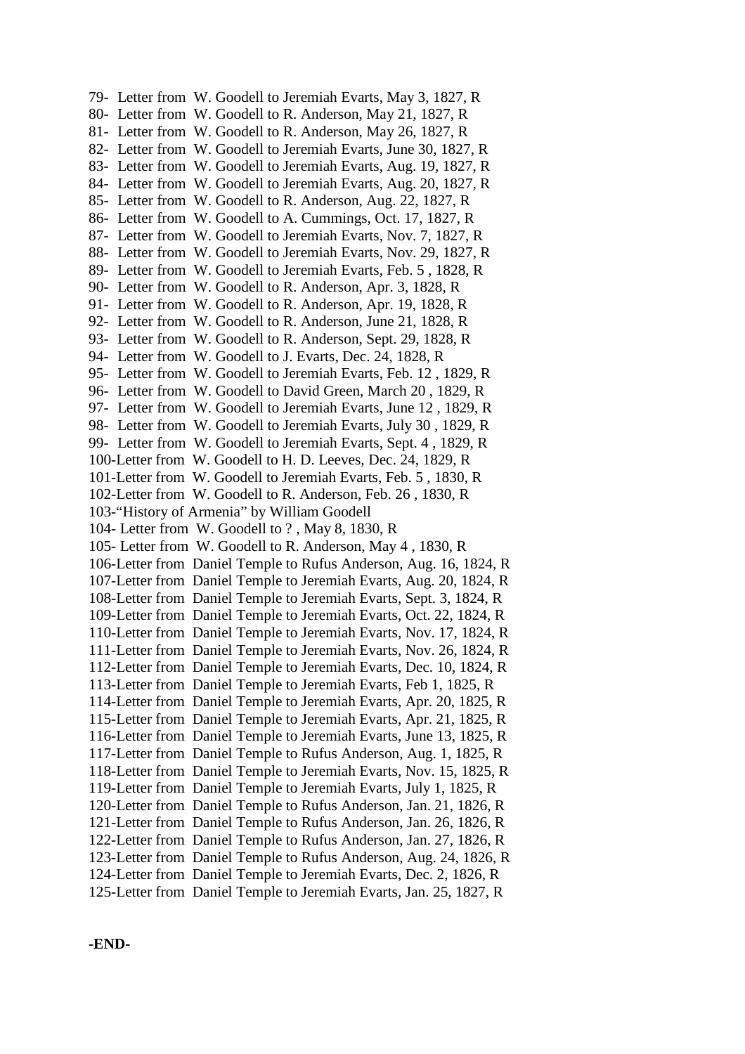79- Letter from W. Goodell to Jeremiah Evarts, May 3, 1827, R
80- Letter from W. Goodell to R. Anderson, May 21, 1827, R
81- Letter from W. Goodell to R. Anderson, May 26, 1827, R
82- Letter from W. Goodell to Jeremiah Evarts, June 30, 1827, R
83- Letter from W. Goodell to Jeremiah Evarts, Aug. 19, 1827, R
84- Letter from W. Goodell to Jeremiah Evarts, Aug. 20, 1827, R
85- Letter from W. Goodell to R. Anderson, Aug. 22, 1827, R
86- Letter from W. Goodell to A. Cummings, Oct. 17, 1827, R
87- Letter from W. Goodell to Jeremiah Evarts, Nov. 7, 1827, R
88- Letter from W. Goodell to Jeremiah Evarts, Nov. 29, 1827, R
89- Letter from W. Goodell to Jeremiah Evarts, Feb. 5 , 1828, R
90- Letter from W. Goodell to R. Anderson, Apr. 3, 1828, R
91- Letter from W. Goodell to R. Anderson, Apr. 19, 1828, R
92- Letter from W. Goodell to R. Anderson, June 21, 1828, R
93- Letter from W. Goodell to R. Anderson, Sept. 29, 1828, R
94- Letter from W. Goodell to J. Evarts, Dec. 24, 1828, R
95- Letter from W. Goodell to Jeremiah Evarts, Feb. 12 , 1829, R
96- Letter from W. Goodell to David Green, March 20 , 1829, R
97- Letter from W. Goodell to Jeremiah Evarts, June 12 , 1829, R
98- Letter from W. Goodell to Jeremiah Evarts, July 30 , 1829, R
99- Letter from W. Goodell to Jeremiah Evarts, Sept. 4 , 1829, R
100-Letter from W. Goodell to H. D. Leeves, Dec. 24, 1829, R
101-Letter from W. Goodell to Jeremiah Evarts, Feb. 5 , 1830, R
102-Letter from W. Goodell to R. Anderson, Feb. 26 , 1830, R
103-"History of Armenia" by William Goodell
104- Letter from W. Goodell to ? , May 8, 1830, R
105- Letter from W. Goodell to R. Anderson, May 4 , 1830, R
106-Letter from Daniel Temple to Rufus Anderson, Aug. 16, 1824, R
107-Letter from Daniel Temple to Jeremiah Evarts, Aug. 20, 1824, R
108-Letter from Daniel Temple to Jeremiah Evarts, Sept. 3, 1824, R
109-Letter from Daniel Temple to Jeremiah Evarts, Oct. 22, 1824, R
110-Letter from Daniel Temple to Jeremiah Evarts, Nov. 17, 1824, R
111-Letter from Daniel Temple to Jeremiah Evarts, Nov. 26, 1824, R
112-Letter from Daniel Temple to Jeremiah Evarts, Dec. 10, 1824, R
113-Letter from Daniel Temple to Jeremiah Evarts, Feb 1, 1825, R
114-Letter from Daniel Temple to Jeremiah Evarts, Apr. 20, 1825, R
115-Letter from Daniel Temple to Jeremiah Evarts, Apr. 21, 1825, R
116-Letter from Daniel Temple to Jeremiah Evarts, June 13, 1825, R
117-Letter from Daniel Temple to Rufus Anderson, Aug. 1, 1825, R
118-Letter from Daniel Temple to Jeremiah Evarts, Nov. 15, 1825, R
119-Letter from Daniel Temple to Jeremiah Evarts, July 1, 1825, R
120-Letter from Daniel Temple to Rufus Anderson, Jan. 21, 1826, R
121-Letter from Daniel Temple to Rufus Anderson, Jan. 26, 1826, R
122-Letter from Daniel Temple to Rufus Anderson, Jan. 27, 1826, R
123-Letter from Daniel Temple to Rufus Anderson, Aug. 24, 1826, R
124-Letter from Daniel Temple to Jeremiah Evarts, Dec. 2, 1826, R
125-Letter from Daniel Temple to Jeremiah Evarts, Jan. 25, 1827, R

**-END-**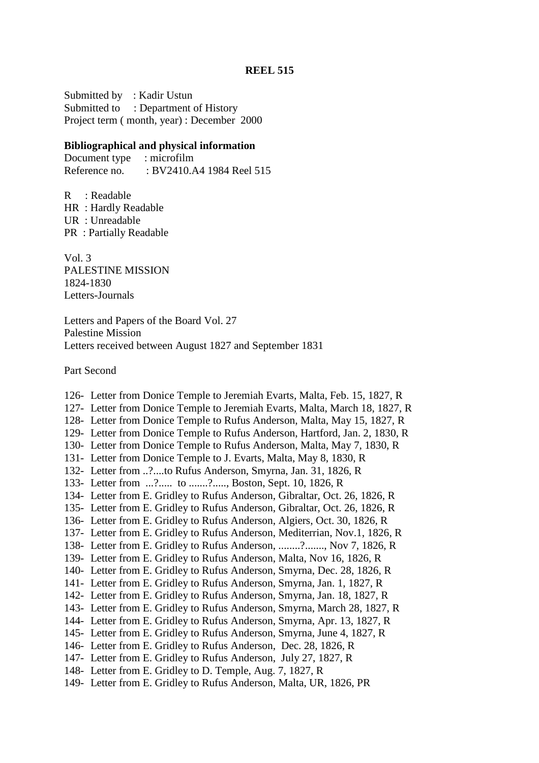**REEL 515**

Submitted by : Kadir Ustun
Submitted to : Department of History
Project term ( month, year) : December 2000

**Bibliographical and physical information**

Document type : microfilm
Reference no. : BV2410.A4 1984 Reel 515

R : Readable
HR : Hardly Readable
UR : Unreadable
PR : Partially Readable

Vol. 3
PALESTINE MISSION
1824-1830
Letters-Journals

Letters and Papers of the Board Vol. 27
Palestine Mission
Letters received between August 1827 and September 1831

Part Second

126- Letter from Donice Temple to Jeremiah Evarts, Malta, Feb. 15, 1827, R
127- Letter from Donice Temple to Jeremiah Evarts, Malta, March 18, 1827, R
128- Letter from Donice Temple to Rufus Anderson, Malta, May 15, 1827, R
129- Letter from Donice Temple to Rufus Anderson, Hartford, Jan. 2, 1830, R
130- Letter from Donice Temple to Rufus Anderson, Malta, May 7, 1830, R
131- Letter from Donice Temple to J. Evarts, Malta, May 8, 1830, R
132- Letter from ..?....to Rufus Anderson, Smyrna, Jan. 31, 1826, R
133- Letter from ...?..... to .......?....., Boston, Sept. 10, 1826, R
134- Letter from E. Gridley to Rufus Anderson, Gibraltar, Oct. 26, 1826, R
135- Letter from E. Gridley to Rufus Anderson, Gibraltar, Oct. 26, 1826, R
136- Letter from E. Gridley to Rufus Anderson, Algiers, Oct. 30, 1826, R
137- Letter from E. Gridley to Rufus Anderson, Mediterrian, Nov.1, 1826, R
138- Letter from E. Gridley to Rufus Anderson, ........?......., Nov 7, 1826, R
139- Letter from E. Gridley to Rufus Anderson, Malta, Nov 16, 1826, R
140- Letter from E. Gridley to Rufus Anderson, Smyrna, Dec. 28, 1826, R
141- Letter from E. Gridley to Rufus Anderson, Smyrna, Jan. 1, 1827, R
142- Letter from E. Gridley to Rufus Anderson, Smyrna, Jan. 18, 1827, R
143- Letter from E. Gridley to Rufus Anderson, Smyrna, March 28, 1827, R
144- Letter from E. Gridley to Rufus Anderson, Smyrna, Apr. 13, 1827, R
145- Letter from E. Gridley to Rufus Anderson, Smyrna, June 4, 1827, R
146- Letter from E. Gridley to Rufus Anderson, Dec. 28, 1826, R
147- Letter from E. Gridley to Rufus Anderson, July 27, 1827, R
148- Letter from E. Gridley to D. Temple, Aug. 7, 1827, R
149- Letter from E. Gridley to Rufus Anderson, Malta, UR, 1826, PR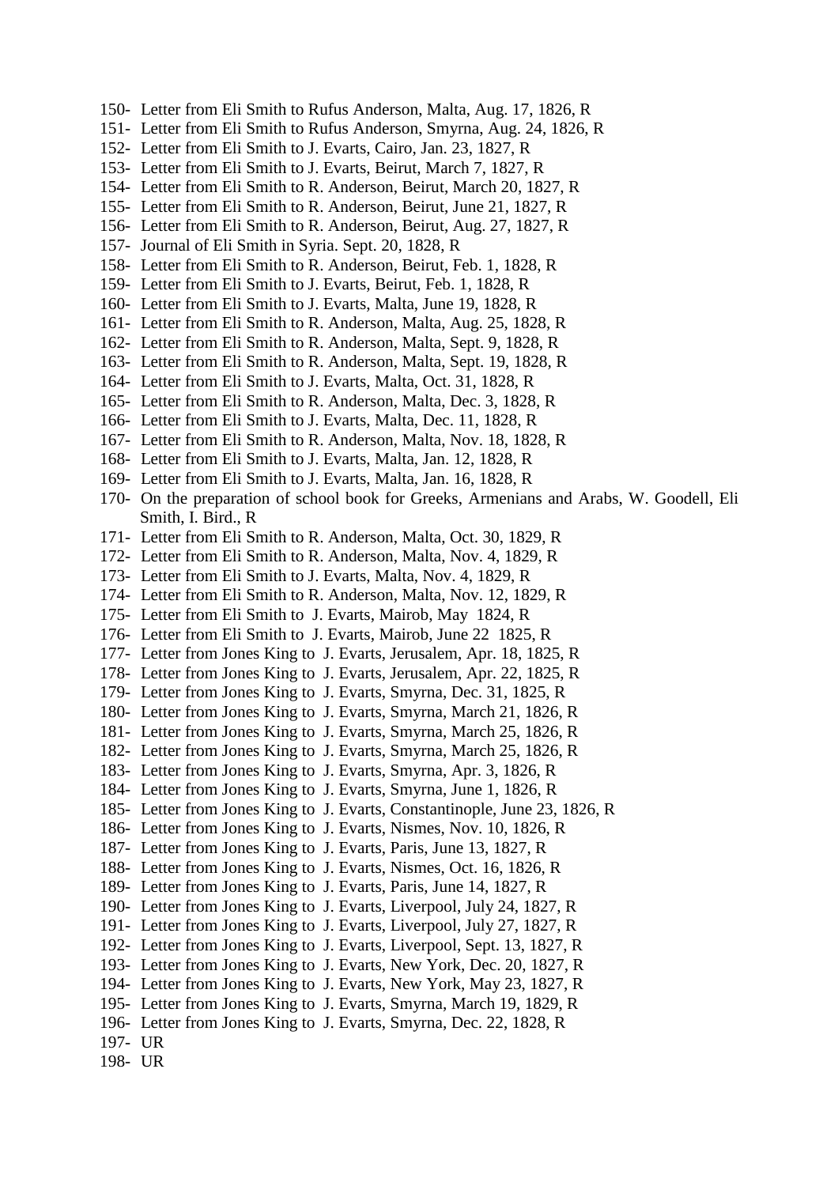150- Letter from Eli Smith to Rufus Anderson, Malta, Aug. 17, 1826, R
151- Letter from Eli Smith to Rufus Anderson, Smyrna, Aug. 24, 1826, R
152- Letter from Eli Smith to J. Evarts, Cairo, Jan. 23, 1827, R
153- Letter from Eli Smith to J. Evarts, Beirut, March 7, 1827, R
154- Letter from Eli Smith to R. Anderson, Beirut, March 20, 1827, R
155- Letter from Eli Smith to R. Anderson, Beirut, June 21, 1827, R
156- Letter from Eli Smith to R. Anderson, Beirut, Aug. 27, 1827, R
157- Journal of Eli Smith in Syria. Sept. 20, 1828, R
158- Letter from Eli Smith to R. Anderson, Beirut, Feb. 1, 1828, R
159- Letter from Eli Smith to J. Evarts, Beirut, Feb. 1, 1828, R
160- Letter from Eli Smith to J. Evarts, Malta, June 19, 1828, R
161- Letter from Eli Smith to R. Anderson, Malta, Aug. 25, 1828, R
162- Letter from Eli Smith to R. Anderson, Malta, Sept. 9, 1828, R
163- Letter from Eli Smith to R. Anderson, Malta, Sept. 19, 1828, R
164- Letter from Eli Smith to J. Evarts, Malta, Oct. 31, 1828, R
165- Letter from Eli Smith to R. Anderson, Malta, Dec. 3, 1828, R
166- Letter from Eli Smith to J. Evarts, Malta, Dec. 11, 1828, R
167- Letter from Eli Smith to R. Anderson, Malta, Nov. 18, 1828, R
168- Letter from Eli Smith to J. Evarts, Malta, Jan. 12, 1828, R
169- Letter from Eli Smith to J. Evarts, Malta, Jan. 16, 1828, R
170- On the preparation of school book for Greeks, Armenians and Arabs, W. Goodell, Eli Smith, I. Bird., R
171- Letter from Eli Smith to R. Anderson, Malta, Oct. 30, 1829, R
172- Letter from Eli Smith to R. Anderson, Malta, Nov. 4, 1829, R
173- Letter from Eli Smith to J. Evarts, Malta, Nov. 4, 1829, R
174- Letter from Eli Smith to R. Anderson, Malta, Nov. 12, 1829, R
175- Letter from Eli Smith to J. Evarts, Mairob, May 1824, R
176- Letter from Eli Smith to J. Evarts, Mairob, June 22 1825, R
177- Letter from Jones King to J. Evarts, Jerusalem, Apr. 18, 1825, R
178- Letter from Jones King to J. Evarts, Jerusalem, Apr. 22, 1825, R
179- Letter from Jones King to J. Evarts, Smyrna, Dec. 31, 1825, R
180- Letter from Jones King to J. Evarts, Smyrna, March 21, 1826, R
181- Letter from Jones King to J. Evarts, Smyrna, March 25, 1826, R
182- Letter from Jones King to J. Evarts, Smyrna, March 25, 1826, R
183- Letter from Jones King to J. Evarts, Smyrna, Apr. 3, 1826, R
184- Letter from Jones King to J. Evarts, Smyrna, June 1, 1826, R
185- Letter from Jones King to J. Evarts, Constantinople, June 23, 1826, R
186- Letter from Jones King to J. Evarts, Nismes, Nov. 10, 1826, R
187- Letter from Jones King to J. Evarts, Paris, June 13, 1827, R
188- Letter from Jones King to J. Evarts, Nismes, Oct. 16, 1826, R
189- Letter from Jones King to J. Evarts, Paris, June 14, 1827, R
190- Letter from Jones King to J. Evarts, Liverpool, July 24, 1827, R
191- Letter from Jones King to J. Evarts, Liverpool, July 27, 1827, R
192- Letter from Jones King to J. Evarts, Liverpool, Sept. 13, 1827, R
193- Letter from Jones King to J. Evarts, New York, Dec. 20, 1827, R
194- Letter from Jones King to J. Evarts, New York, May 23, 1827, R
195- Letter from Jones King to J. Evarts, Smyrna, March 19, 1829, R
196- Letter from Jones King to J. Evarts, Smyrna, Dec. 22, 1828, R
197- UR
198- UR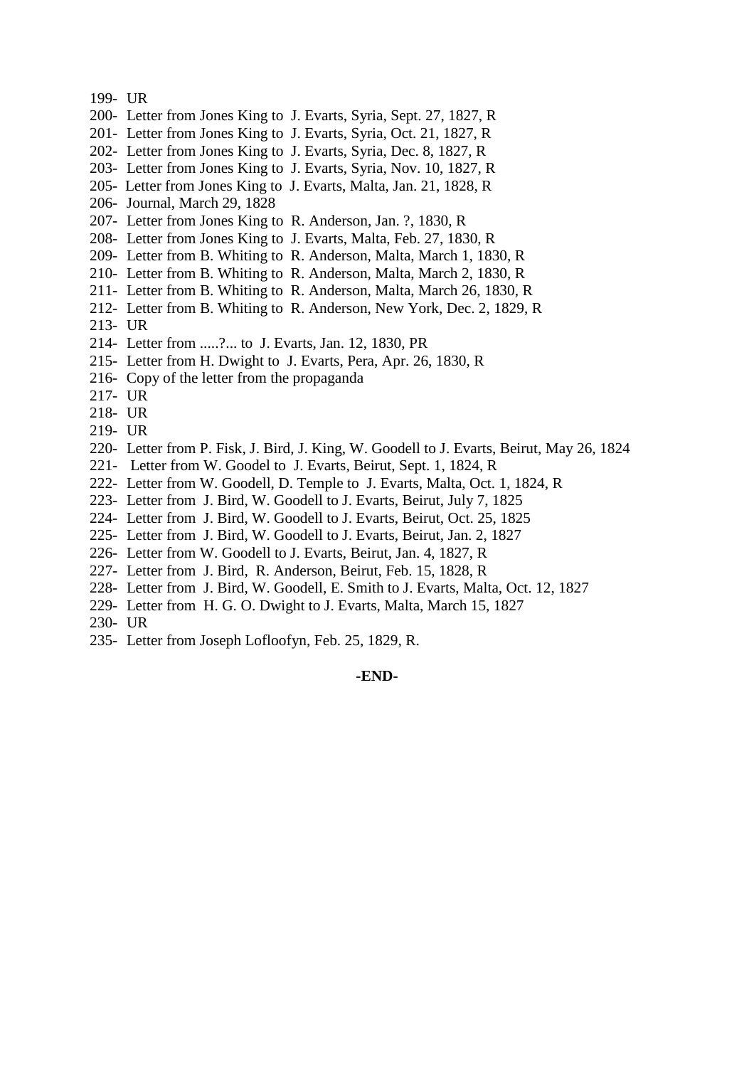199- UR
200- Letter from Jones King to J. Evarts, Syria, Sept. 27, 1827, R
201- Letter from Jones King to J. Evarts, Syria, Oct. 21, 1827, R
202- Letter from Jones King to J. Evarts, Syria, Dec. 8, 1827, R
203- Letter from Jones King to J. Evarts, Syria, Nov. 10, 1827, R
205- Letter from Jones King to J. Evarts, Malta, Jan. 21, 1828, R
206- Journal, March 29, 1828
207- Letter from Jones King to R. Anderson, Jan. ?, 1830, R
208- Letter from Jones King to J. Evarts, Malta, Feb. 27, 1830, R
209- Letter from B. Whiting to R. Anderson, Malta, March 1, 1830, R
210- Letter from B. Whiting to R. Anderson, Malta, March 2, 1830, R
211- Letter from B. Whiting to R. Anderson, Malta, March 26, 1830, R
212- Letter from B. Whiting to R. Anderson, New York, Dec. 2, 1829, R
213- UR
214- Letter from .....?... to J. Evarts, Jan. 12, 1830, PR
215- Letter from H. Dwight to J. Evarts, Pera, Apr. 26, 1830, R
216- Copy of the letter from the propaganda
217- UR
218- UR
219- UR
220- Letter from P. Fisk, J. Bird, J. King, W. Goodell to J. Evarts, Beirut, May 26, 1824
221- Letter from W. Goodel to J. Evarts, Beirut, Sept. 1, 1824, R
222- Letter from W. Goodell, D. Temple to J. Evarts, Malta, Oct. 1, 1824, R
223- Letter from J. Bird, W. Goodell to J. Evarts, Beirut, July 7, 1825
224- Letter from J. Bird, W. Goodell to J. Evarts, Beirut, Oct. 25, 1825
225- Letter from J. Bird, W. Goodell to J. Evarts, Beirut, Jan. 2, 1827
226- Letter from W. Goodell to J. Evarts, Beirut, Jan. 4, 1827, R
227- Letter from J. Bird, R. Anderson, Beirut, Feb. 15, 1828, R
228- Letter from J. Bird, W. Goodell, E. Smith to J. Evarts, Malta, Oct. 12, 1827
229- Letter from H. G. O. Dwight to J. Evarts, Malta, March 15, 1827
230- UR
235- Letter from Joseph Lofloofyn, Feb. 25, 1829, R.

**-END-**